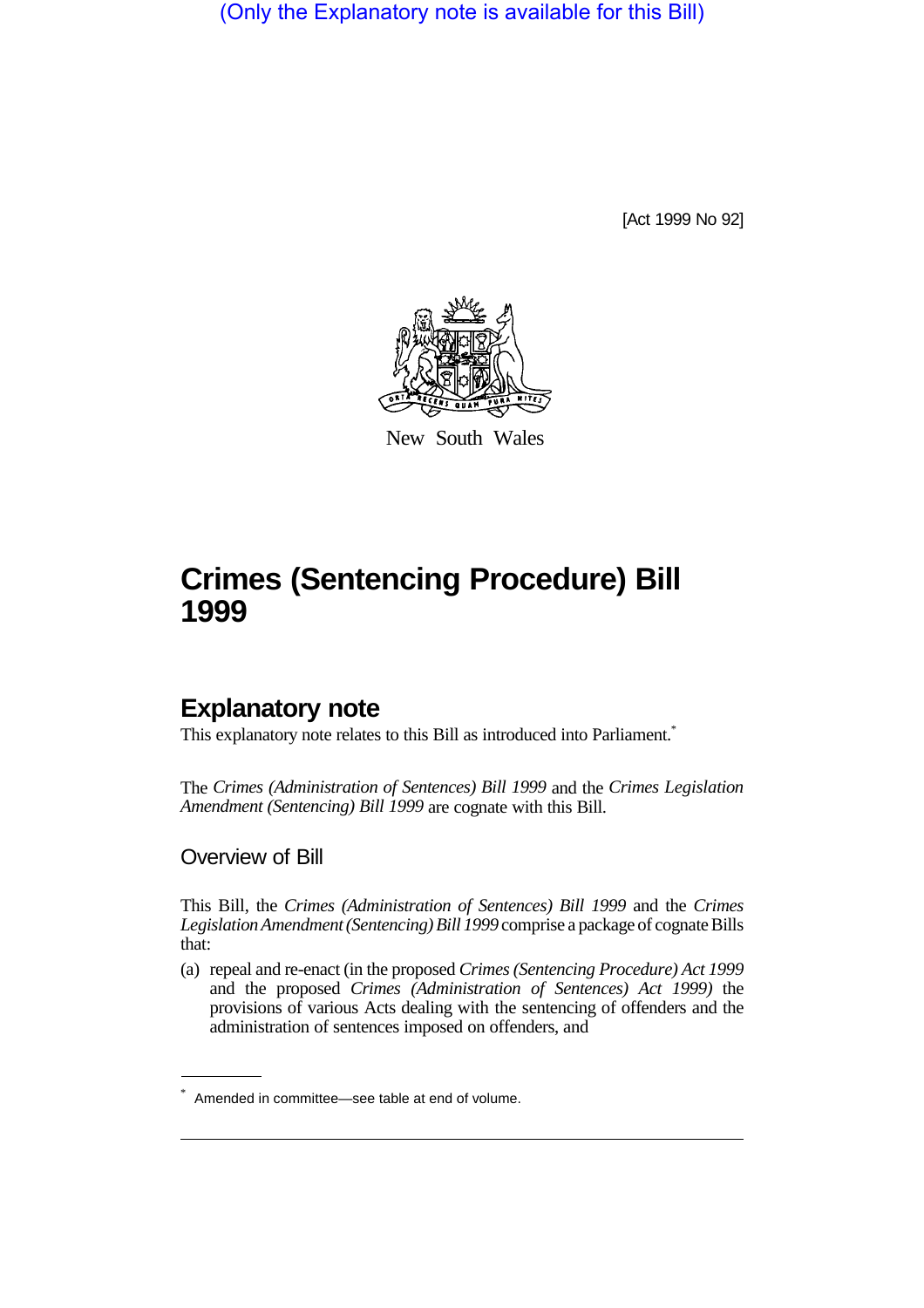(Only the Explanatory note is available for this Bill)

[Act 1999 No 92]

New South Wales

# Crimes (Sentencing Procedure) Bill 1999

## Explanatory note

This explanatory note relates to this Bill as introduced into Parliament.*

The *Crimes (Administration of Sentences) Bill 1999* and the *Crimes Legislation Amendment (Sentencing) Bill 1999* are cognate with this Bill.

### Overview of Bill

This Bill, the *Crimes (Administration of Sentences) Bill 1999* and the *Crimes Legislation Amendment (Sentencing) Bill 1999* comprise a package of cognate Bills that:

(a) repeal and re-enact (in the proposed *Crimes (Sentencing Procedure) Act 1999* and the proposed *Crimes (Administration of Sentences) Act 1999)* the provisions of various Acts dealing with the sentencing of offenders and the administration of sentences imposed on offenders, and

* Amended in committee—see table at end of volume.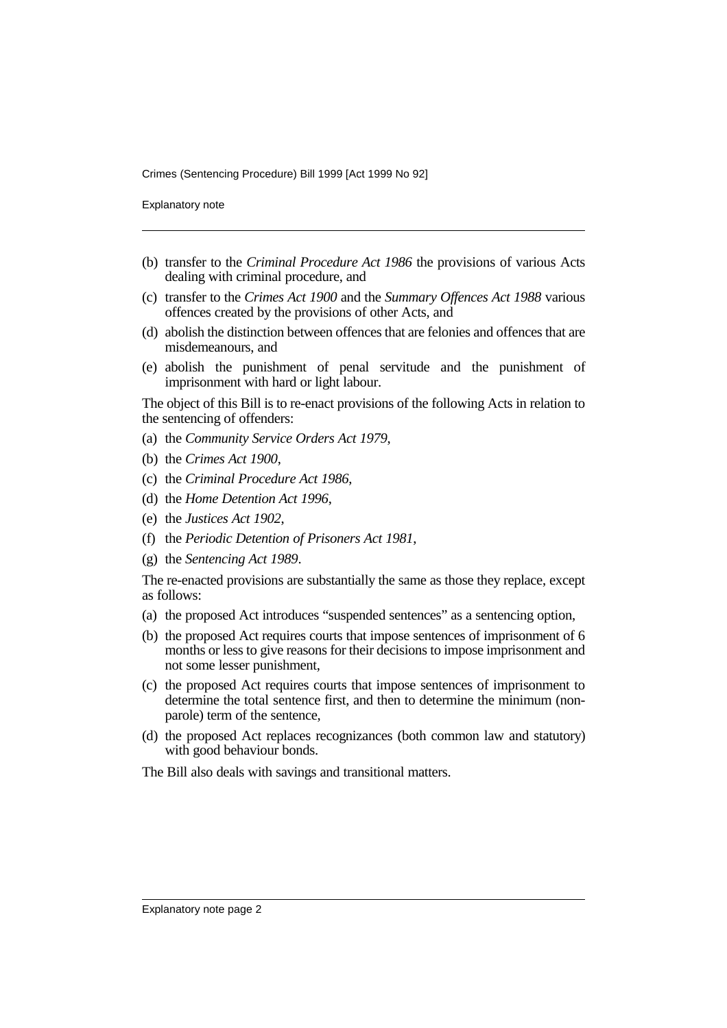(b) transfer to the *Criminal Procedure Act 1986* the provisions of various Acts dealing with criminal procedure, and

(c) transfer to the *Crimes Act 1900* and the *Summary Offences Act 1988* various offences created by the provisions of other Acts, and

(d) abolish the distinction between offences that are felonies and offences that are misdemeanours, and

(e) abolish the punishment of penal servitude and the punishment of imprisonment with hard or light labour.

The object of this Bill is to re-enact provisions of the following Acts in relation to the sentencing of offenders:

(a) the *Community Service Orders Act 1979*,

(b) the *Crimes Act 1900*,

(c) the *Criminal Procedure Act 1986*,

(d) the *Home Detention Act 1996*,

(e) the *Justices Act 1902*,

(f) the *Periodic Detention of Prisoners Act 1981*,

(g) the *Sentencing Act 1989*.

The re-enacted provisions are substantially the same as those they replace, except as follows:

(a) the proposed Act introduces "suspended sentences" as a sentencing option,

(b) the proposed Act requires courts that impose sentences of imprisonment of 6 months or less to give reasons for their decisions to impose imprisonment and not some lesser punishment,

(c) the proposed Act requires courts that impose sentences of imprisonment to determine the total sentence first, and then to determine the minimum (non-parole) term of the sentence,

(d) the proposed Act replaces recognizances (both common law and statutory) with good behaviour bonds.

The Bill also deals with savings and transitional matters.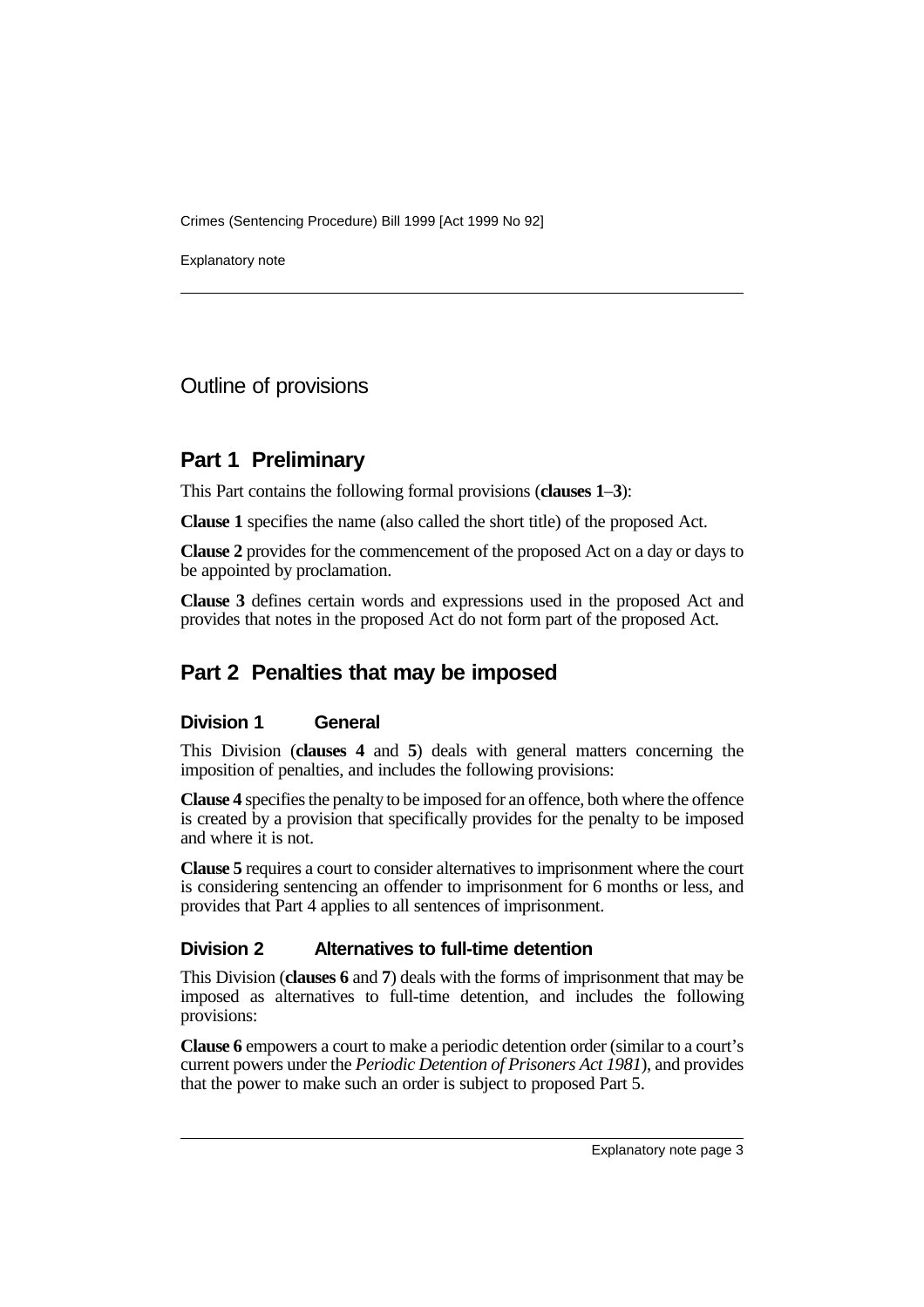# Outline of provisions

## Part 1 Preliminary

This Part contains the following formal provisions (**clauses 1**–**3**):

**Clause 1** specifies the name (also called the short title) of the proposed Act.

**Clause 2** provides for the commencement of the proposed Act on a day or days to be appointed by proclamation.

**Clause 3** defines certain words and expressions used in the proposed Act and provides that notes in the proposed Act do not form part of the proposed Act.

## Part 2 Penalties that may be imposed

### Division 1 General

This Division (**clauses 4** and **5**) deals with general matters concerning the imposition of penalties, and includes the following provisions:

**Clause 4** specifies the penalty to be imposed for an offence, both where the offence is created by a provision that specifically provides for the penalty to be imposed and where it is not.

**Clause 5** requires a court to consider alternatives to imprisonment where the court is considering sentencing an offender to imprisonment for 6 months or less, and provides that Part 4 applies to all sentences of imprisonment.

### Division 2 Alternatives to full-time detention

This Division (**clauses 6** and **7**) deals with the forms of imprisonment that may be imposed as alternatives to full-time detention, and includes the following provisions:

**Clause 6** empowers a court to make a periodic detention order (similar to a court's current powers under the *Periodic Detention of Prisoners Act 1981*), and provides that the power to make such an order is subject to proposed Part 5.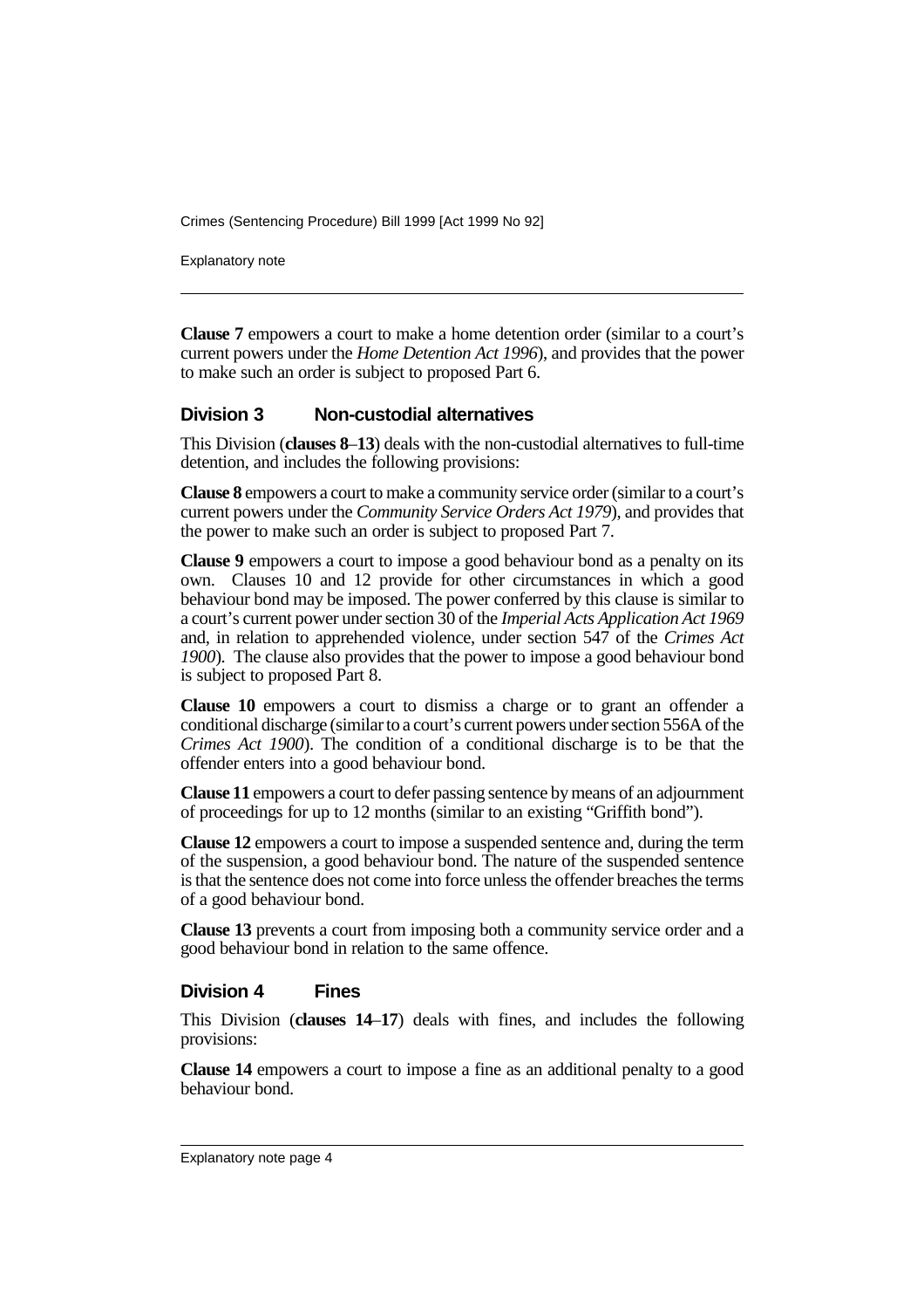**Clause 7** empowers a court to make a home detention order (similar to a court's current powers under the *Home Detention Act 1996*), and provides that the power to make such an order is subject to proposed Part 6.

### Division 3 Non-custodial alternatives

This Division (**clauses 8**–**13**) deals with the non-custodial alternatives to full-time detention, and includes the following provisions:

**Clause 8** empowers a court to make a community service order (similar to a court's current powers under the *Community Service Orders Act 1979*), and provides that the power to make such an order is subject to proposed Part 7.

**Clause 9** empowers a court to impose a good behaviour bond as a penalty on its own. Clauses 10 and 12 provide for other circumstances in which a good behaviour bond may be imposed. The power conferred by this clause is similar to a court's current power under section 30 of the *Imperial Acts Application Act 1969* and, in relation to apprehended violence, under section 547 of the *Crimes Act 1900*). The clause also provides that the power to impose a good behaviour bond is subject to proposed Part 8.

**Clause 10** empowers a court to dismiss a charge or to grant an offender a conditional discharge (similar to a court's current powers under section 556A of the *Crimes Act 1900*). The condition of a conditional discharge is to be that the offender enters into a good behaviour bond.

**Clause 11** empowers a court to defer passing sentence by means of an adjournment of proceedings for up to 12 months (similar to an existing "Griffith bond").

**Clause 12** empowers a court to impose a suspended sentence and, during the term of the suspension, a good behaviour bond. The nature of the suspended sentence is that the sentence does not come into force unless the offender breaches the terms of a good behaviour bond.

**Clause 13** prevents a court from imposing both a community service order and a good behaviour bond in relation to the same offence.

### Division 4 Fines

This Division (**clauses 14**–**17**) deals with fines, and includes the following provisions:

**Clause 14** empowers a court to impose a fine as an additional penalty to a good behaviour bond.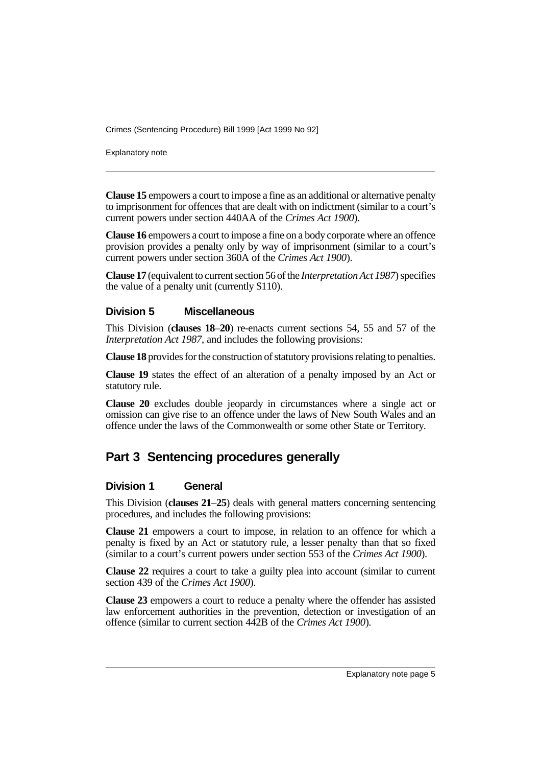**Clause 15** empowers a court to impose a fine as an additional or alternative penalty to imprisonment for offences that are dealt with on indictment (similar to a court's current powers under section 440AA of the *Crimes Act 1900*).

**Clause 16** empowers a court to impose a fine on a body corporate where an offence provision provides a penalty only by way of imprisonment (similar to a court's current powers under section 360A of the *Crimes Act 1900*).

**Clause 17** (equivalent to current section 56 of the *Interpretation Act 1987*) specifies the value of a penalty unit (currently $110).

### Division 5 Miscellaneous

This Division (**clauses 18**–**20**) re-enacts current sections 54, 55 and 57 of the *Interpretation Act 1987*, and includes the following provisions:

**Clause 18** provides for the construction of statutory provisions relating to penalties.

**Clause 19** states the effect of an alteration of a penalty imposed by an Act or statutory rule.

**Clause 20** excludes double jeopardy in circumstances where a single act or omission can give rise to an offence under the laws of New South Wales and an offence under the laws of the Commonwealth or some other State or Territory.

## Part 3 Sentencing procedures generally

### Division 1 General

This Division (**clauses 21**–**25**) deals with general matters concerning sentencing procedures, and includes the following provisions:

**Clause 21** empowers a court to impose, in relation to an offence for which a penalty is fixed by an Act or statutory rule, a lesser penalty than that so fixed (similar to a court's current powers under section 553 of the *Crimes Act 1900*).

**Clause 22** requires a court to take a guilty plea into account (similar to current section 439 of the *Crimes Act 1900*).

**Clause 23** empowers a court to reduce a penalty where the offender has assisted law enforcement authorities in the prevention, detection or investigation of an offence (similar to current section 442B of the *Crimes Act 1900*).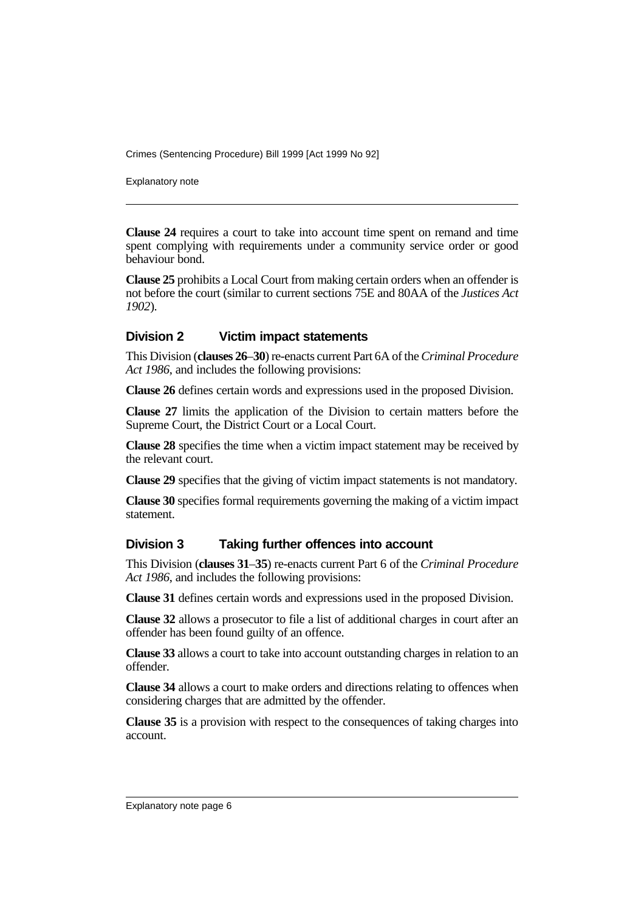**Clause 24** requires a court to take into account time spent on remand and time spent complying with requirements under a community service order or good behaviour bond.

**Clause 25** prohibits a Local Court from making certain orders when an offender is not before the court (similar to current sections 75E and 80AA of the *Justices Act 1902*).

## Division 2 Victim impact statements

This Division (**clauses 26**–**30**) re-enacts current Part 6A of the *Criminal Procedure Act 1986*, and includes the following provisions:

**Clause 26** defines certain words and expressions used in the proposed Division.

**Clause 27** limits the application of the Division to certain matters before the Supreme Court, the District Court or a Local Court.

**Clause 28** specifies the time when a victim impact statement may be received by the relevant court.

**Clause 29** specifies that the giving of victim impact statements is not mandatory.

**Clause 30** specifies formal requirements governing the making of a victim impact statement.

## Division 3 Taking further offences into account

This Division (**clauses 31**–**35**) re-enacts current Part 6 of the *Criminal Procedure Act 1986*, and includes the following provisions:

**Clause 31** defines certain words and expressions used in the proposed Division.

**Clause 32** allows a prosecutor to file a list of additional charges in court after an offender has been found guilty of an offence.

**Clause 33** allows a court to take into account outstanding charges in relation to an offender.

**Clause 34** allows a court to make orders and directions relating to offences when considering charges that are admitted by the offender.

**Clause 35** is a provision with respect to the consequences of taking charges into account.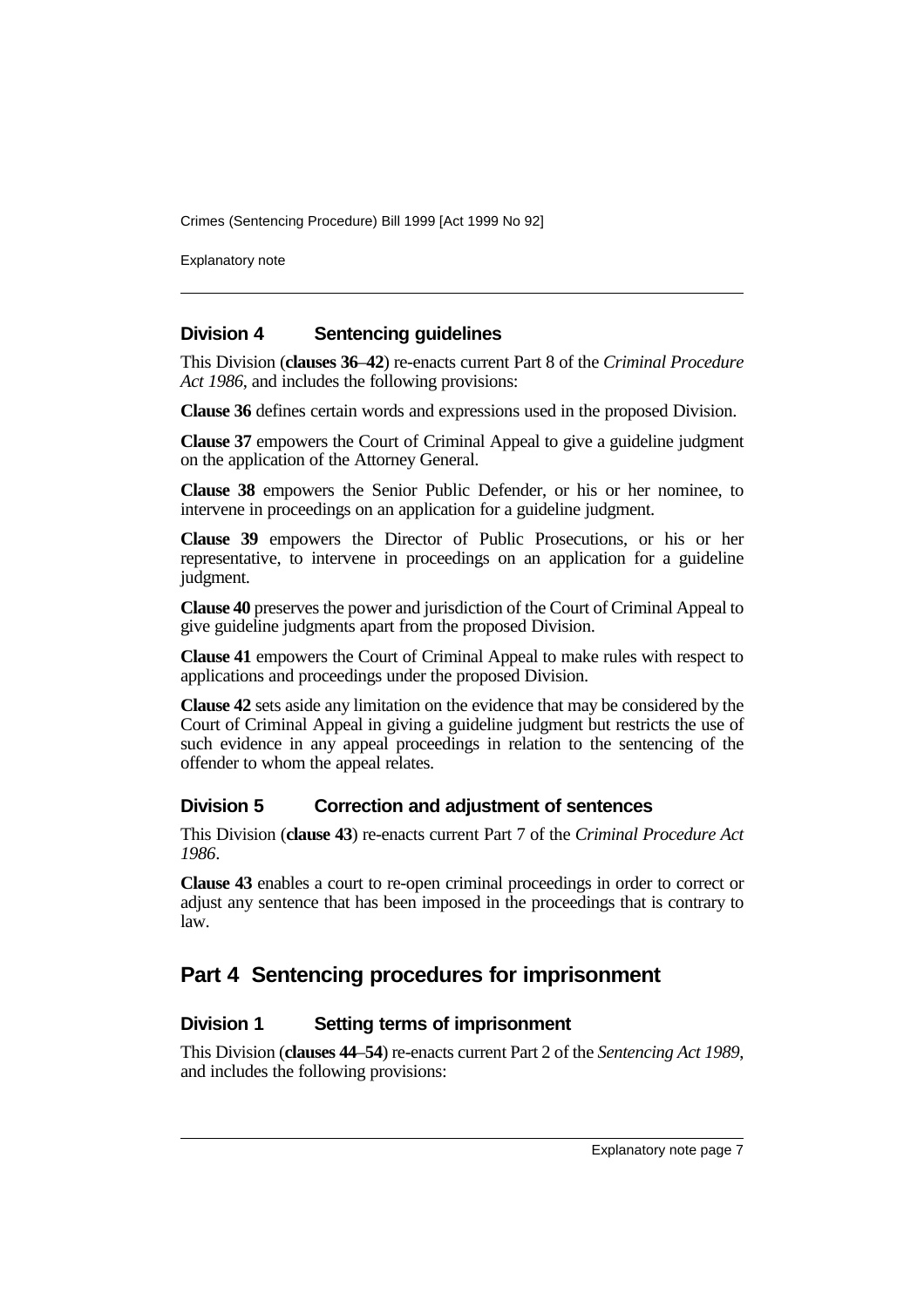### Division 4 Sentencing guidelines

This Division (**clauses 36–42**) re-enacts current Part 8 of the *Criminal Procedure Act 1986*, and includes the following provisions:

**Clause 36** defines certain words and expressions used in the proposed Division.

**Clause 37** empowers the Court of Criminal Appeal to give a guideline judgment on the application of the Attorney General.

**Clause 38** empowers the Senior Public Defender, or his or her nominee, to intervene in proceedings on an application for a guideline judgment.

**Clause 39** empowers the Director of Public Prosecutions, or his or her representative, to intervene in proceedings on an application for a guideline judgment.

**Clause 40** preserves the power and jurisdiction of the Court of Criminal Appeal to give guideline judgments apart from the proposed Division.

**Clause 41** empowers the Court of Criminal Appeal to make rules with respect to applications and proceedings under the proposed Division.

**Clause 42** sets aside any limitation on the evidence that may be considered by the Court of Criminal Appeal in giving a guideline judgment but restricts the use of such evidence in any appeal proceedings in relation to the sentencing of the offender to whom the appeal relates.

### Division 5 Correction and adjustment of sentences

This Division (**clause 43**) re-enacts current Part 7 of the *Criminal Procedure Act 1986*.

**Clause 43** enables a court to re-open criminal proceedings in order to correct or adjust any sentence that has been imposed in the proceedings that is contrary to law.

## Part 4 Sentencing procedures for imprisonment

### Division 1 Setting terms of imprisonment

This Division (**clauses 44–54**) re-enacts current Part 2 of the *Sentencing Act 1989*, and includes the following provisions: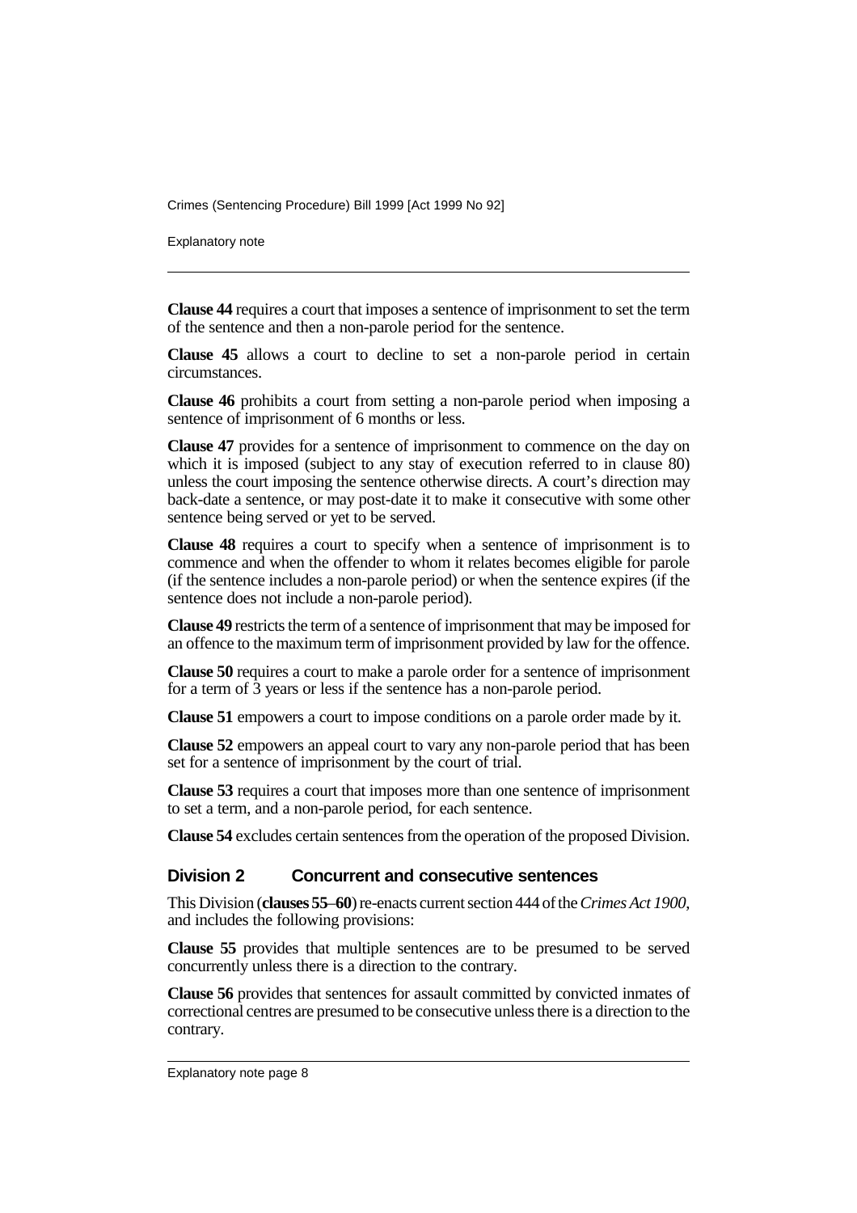**Clause 44** requires a court that imposes a sentence of imprisonment to set the term of the sentence and then a non-parole period for the sentence.

**Clause 45** allows a court to decline to set a non-parole period in certain circumstances.

**Clause 46** prohibits a court from setting a non-parole period when imposing a sentence of imprisonment of 6 months or less.

**Clause 47** provides for a sentence of imprisonment to commence on the day on which it is imposed (subject to any stay of execution referred to in clause 80) unless the court imposing the sentence otherwise directs. A court's direction may back-date a sentence, or may post-date it to make it consecutive with some other sentence being served or yet to be served.

**Clause 48** requires a court to specify when a sentence of imprisonment is to commence and when the offender to whom it relates becomes eligible for parole (if the sentence includes a non-parole period) or when the sentence expires (if the sentence does not include a non-parole period).

**Clause 49** restricts the term of a sentence of imprisonment that may be imposed for an offence to the maximum term of imprisonment provided by law for the offence.

**Clause 50** requires a court to make a parole order for a sentence of imprisonment for a term of 3 years or less if the sentence has a non-parole period.

**Clause 51** empowers a court to impose conditions on a parole order made by it.

**Clause 52** empowers an appeal court to vary any non-parole period that has been set for a sentence of imprisonment by the court of trial.

**Clause 53** requires a court that imposes more than one sentence of imprisonment to set a term, and a non-parole period, for each sentence.

**Clause 54** excludes certain sentences from the operation of the proposed Division.

## Division 2 Concurrent and consecutive sentences

This Division (**clauses 55–60**) re-enacts current section 444 of the *Crimes Act 1900*, and includes the following provisions:

**Clause 55** provides that multiple sentences are to be presumed to be served concurrently unless there is a direction to the contrary.

**Clause 56** provides that sentences for assault committed by convicted inmates of correctional centres are presumed to be consecutive unless there is a direction to the contrary.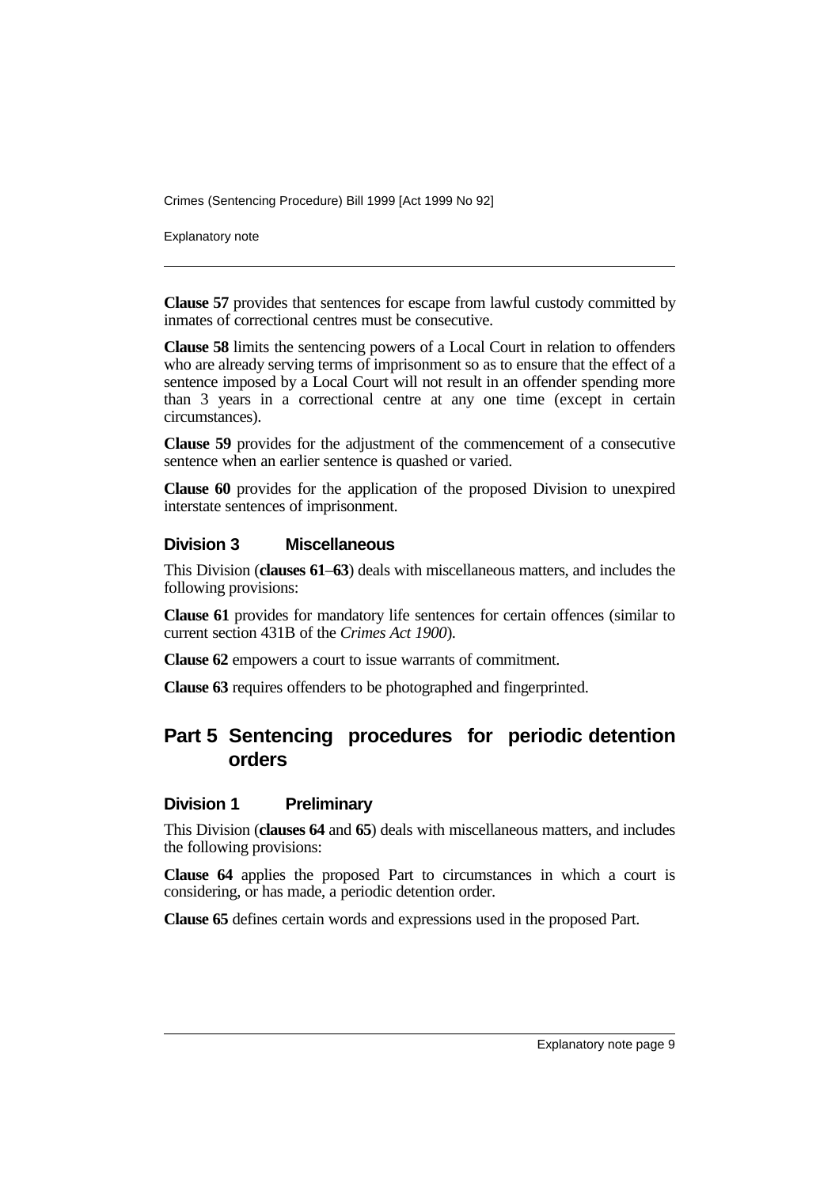**Clause 57** provides that sentences for escape from lawful custody committed by inmates of correctional centres must be consecutive.

**Clause 58** limits the sentencing powers of a Local Court in relation to offenders who are already serving terms of imprisonment so as to ensure that the effect of a sentence imposed by a Local Court will not result in an offender spending more than 3 years in a correctional centre at any one time (except in certain circumstances).

**Clause 59** provides for the adjustment of the commencement of a consecutive sentence when an earlier sentence is quashed or varied.

**Clause 60** provides for the application of the proposed Division to unexpired interstate sentences of imprisonment.

### Division 3 Miscellaneous

This Division (**clauses 61**–**63**) deals with miscellaneous matters, and includes the following provisions:

**Clause 61** provides for mandatory life sentences for certain offences (similar to current section 431B of the *Crimes Act 1900*).

**Clause 62** empowers a court to issue warrants of commitment.

**Clause 63** requires offenders to be photographed and fingerprinted.

## Part 5 Sentencing procedures for periodic detention orders

### Division 1 Preliminary

This Division (**clauses 64** and **65**) deals with miscellaneous matters, and includes the following provisions:

**Clause 64** applies the proposed Part to circumstances in which a court is considering, or has made, a periodic detention order.

**Clause 65** defines certain words and expressions used in the proposed Part.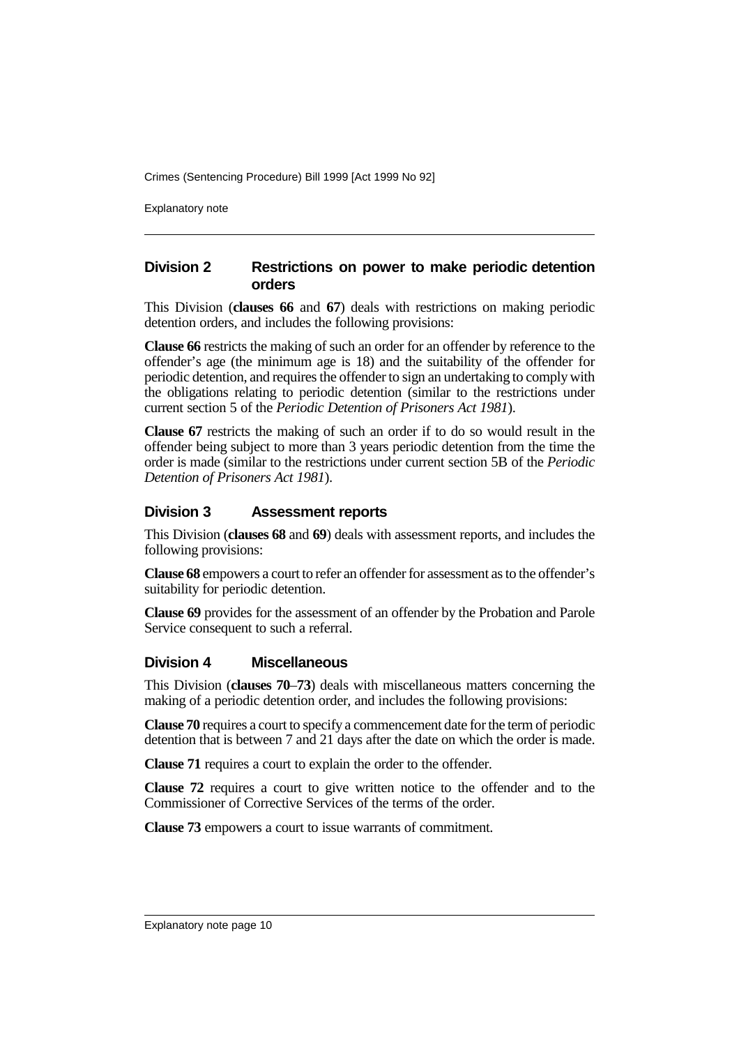## Division 2 Restrictions on power to make periodic detention orders

This Division (**clauses 66** and **67**) deals with restrictions on making periodic detention orders, and includes the following provisions:

**Clause 66** restricts the making of such an order for an offender by reference to the offender's age (the minimum age is 18) and the suitability of the offender for periodic detention, and requires the offender to sign an undertaking to comply with the obligations relating to periodic detention (similar to the restrictions under current section 5 of the *Periodic Detention of Prisoners Act 1981*).

**Clause 67** restricts the making of such an order if to do so would result in the offender being subject to more than 3 years periodic detention from the time the order is made (similar to the restrictions under current section 5B of the *Periodic Detention of Prisoners Act 1981*).

## Division 3 Assessment reports

This Division (**clauses 68** and **69**) deals with assessment reports, and includes the following provisions:

**Clause 68** empowers a court to refer an offender for assessment as to the offender's suitability for periodic detention.

**Clause 69** provides for the assessment of an offender by the Probation and Parole Service consequent to such a referral.

## Division 4 Miscellaneous

This Division (**clauses 70**–**73**) deals with miscellaneous matters concerning the making of a periodic detention order, and includes the following provisions:

**Clause 70** requires a court to specify a commencement date for the term of periodic detention that is between 7 and 21 days after the date on which the order is made.

**Clause 71** requires a court to explain the order to the offender.

**Clause 72** requires a court to give written notice to the offender and to the Commissioner of Corrective Services of the terms of the order.

**Clause 73** empowers a court to issue warrants of commitment.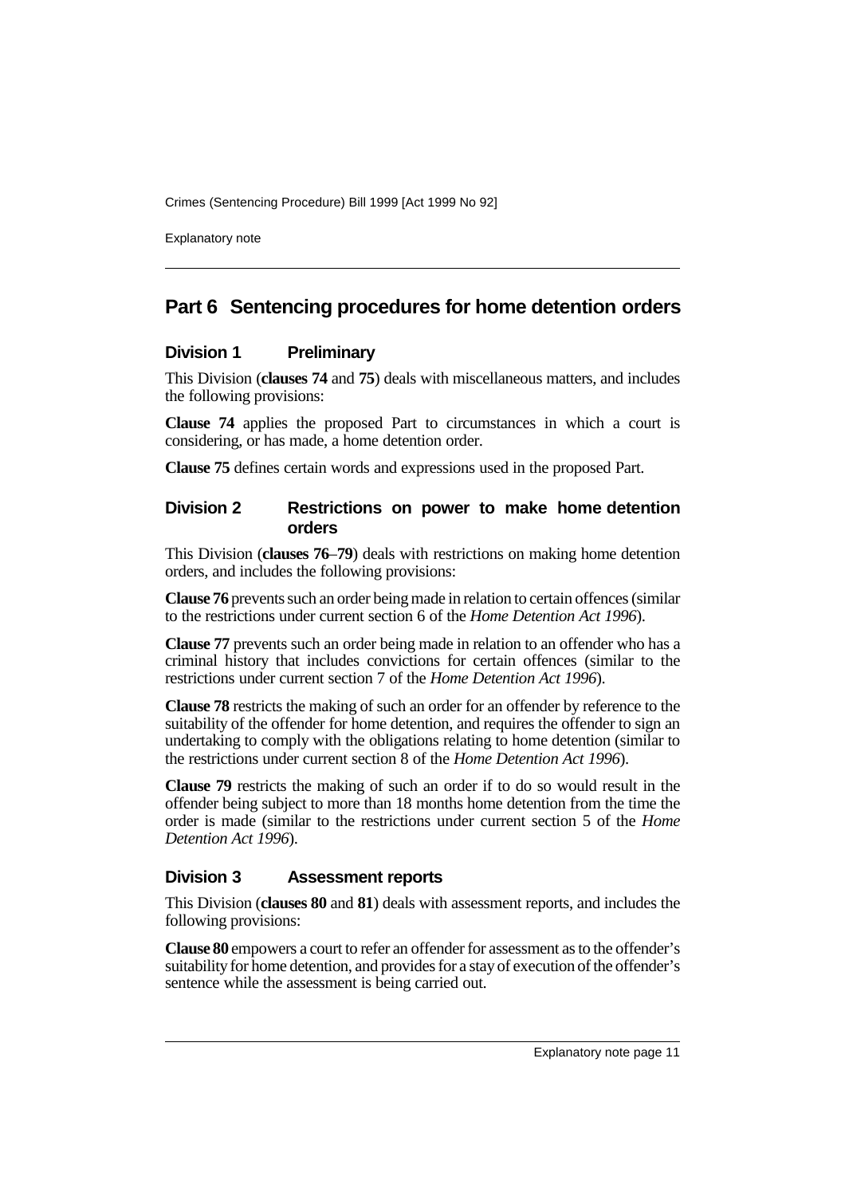## Part 6 Sentencing procedures for home detention orders

### Division 1 Preliminary

This Division (**clauses 74** and **75**) deals with miscellaneous matters, and includes the following provisions:

**Clause 74** applies the proposed Part to circumstances in which a court is considering, or has made, a home detention order.

**Clause 75** defines certain words and expressions used in the proposed Part.

### Division 2 Restrictions on power to make home detention orders

This Division (**clauses 76**–**79**) deals with restrictions on making home detention orders, and includes the following provisions:

**Clause 76** prevents such an order being made in relation to certain offences (similar to the restrictions under current section 6 of the *Home Detention Act 1996*).

**Clause 77** prevents such an order being made in relation to an offender who has a criminal history that includes convictions for certain offences (similar to the restrictions under current section 7 of the *Home Detention Act 1996*).

**Clause 78** restricts the making of such an order for an offender by reference to the suitability of the offender for home detention, and requires the offender to sign an undertaking to comply with the obligations relating to home detention (similar to the restrictions under current section 8 of the *Home Detention Act 1996*).

**Clause 79** restricts the making of such an order if to do so would result in the offender being subject to more than 18 months home detention from the time the order is made (similar to the restrictions under current section 5 of the *Home Detention Act 1996*).

### Division 3 Assessment reports

This Division (**clauses 80** and **81**) deals with assessment reports, and includes the following provisions:

**Clause 80** empowers a court to refer an offender for assessment as to the offender's suitability for home detention, and provides for a stay of execution of the offender's sentence while the assessment is being carried out.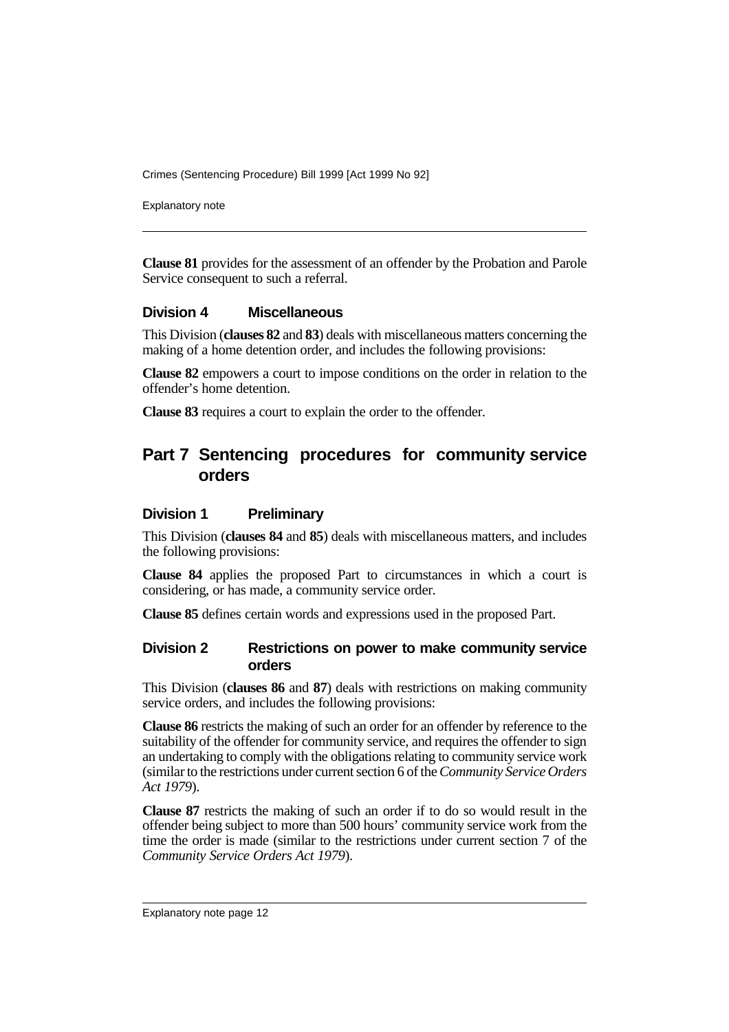**Clause 81** provides for the assessment of an offender by the Probation and Parole Service consequent to such a referral.

### Division 4 Miscellaneous

This Division (**clauses 82** and **83**) deals with miscellaneous matters concerning the making of a home detention order, and includes the following provisions:

**Clause 82** empowers a court to impose conditions on the order in relation to the offender's home detention.

**Clause 83** requires a court to explain the order to the offender.

## Part 7 Sentencing procedures for community service orders

### Division 1 Preliminary

This Division (**clauses 84** and **85**) deals with miscellaneous matters, and includes the following provisions:

**Clause 84** applies the proposed Part to circumstances in which a court is considering, or has made, a community service order.

**Clause 85** defines certain words and expressions used in the proposed Part.

### Division 2 Restrictions on power to make community service orders

This Division (**clauses 86** and **87**) deals with restrictions on making community service orders, and includes the following provisions:

**Clause 86** restricts the making of such an order for an offender by reference to the suitability of the offender for community service, and requires the offender to sign an undertaking to comply with the obligations relating to community service work (similar to the restrictions under current section 6 of the *Community Service Orders Act 1979*).

**Clause 87** restricts the making of such an order if to do so would result in the offender being subject to more than 500 hours' community service work from the time the order is made (similar to the restrictions under current section 7 of the *Community Service Orders Act 1979*).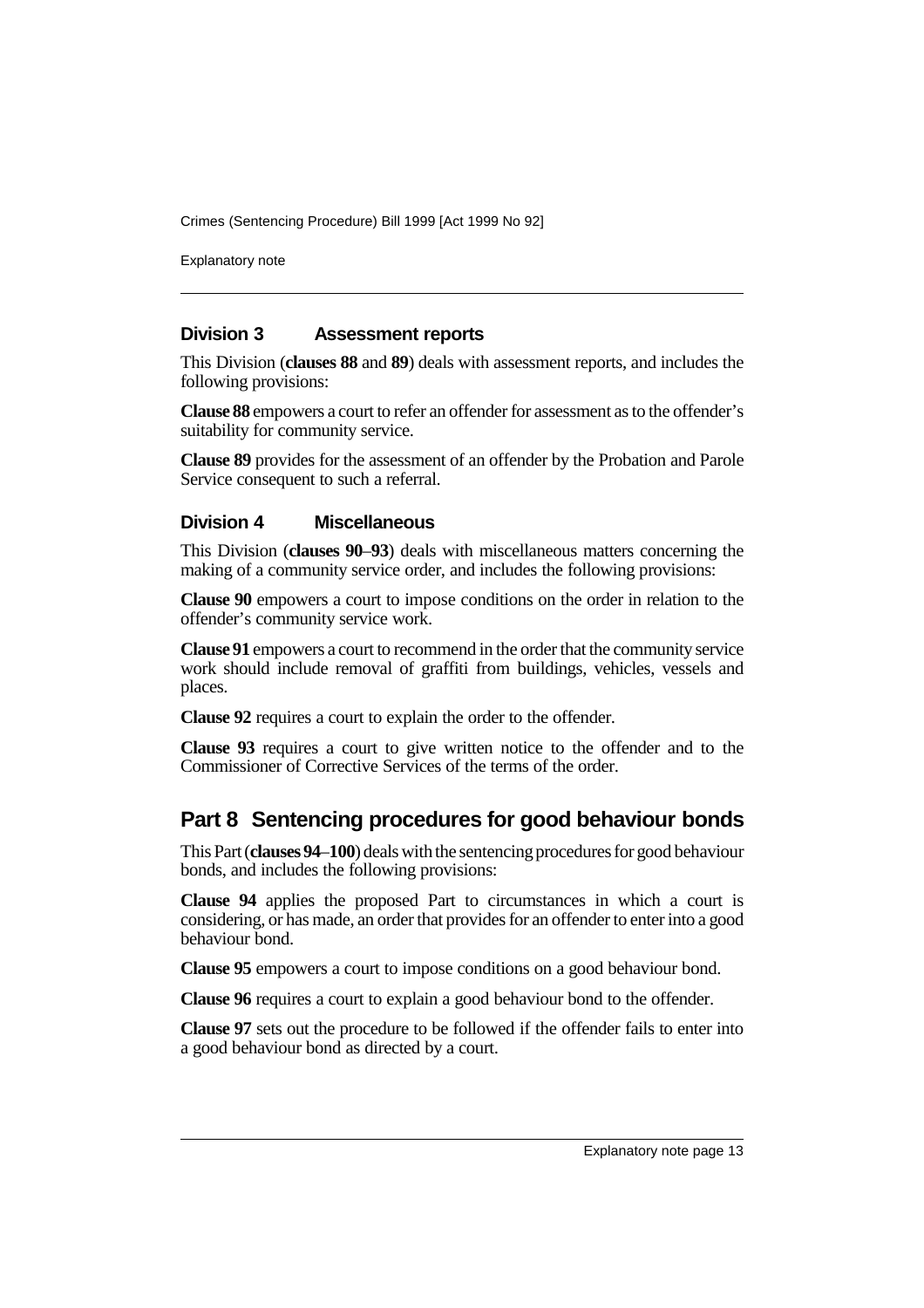### Division 3 Assessment reports

This Division (**clauses 88** and **89**) deals with assessment reports, and includes the following provisions:

**Clause 88** empowers a court to refer an offender for assessment as to the offender's suitability for community service.

**Clause 89** provides for the assessment of an offender by the Probation and Parole Service consequent to such a referral.

### Division 4 Miscellaneous

This Division (**clauses 90**–**93**) deals with miscellaneous matters concerning the making of a community service order, and includes the following provisions:

**Clause 90** empowers a court to impose conditions on the order in relation to the offender's community service work.

**Clause 91** empowers a court to recommend in the order that the community service work should include removal of graffiti from buildings, vehicles, vessels and places.

**Clause 92** requires a court to explain the order to the offender.

**Clause 93** requires a court to give written notice to the offender and to the Commissioner of Corrective Services of the terms of the order.

## Part 8 Sentencing procedures for good behaviour bonds

This Part (**clauses 94**–**100**) deals with the sentencing procedures for good behaviour bonds, and includes the following provisions:

**Clause 94** applies the proposed Part to circumstances in which a court is considering, or has made, an order that provides for an offender to enter into a good behaviour bond.

**Clause 95** empowers a court to impose conditions on a good behaviour bond.

**Clause 96** requires a court to explain a good behaviour bond to the offender.

**Clause 97** sets out the procedure to be followed if the offender fails to enter into a good behaviour bond as directed by a court.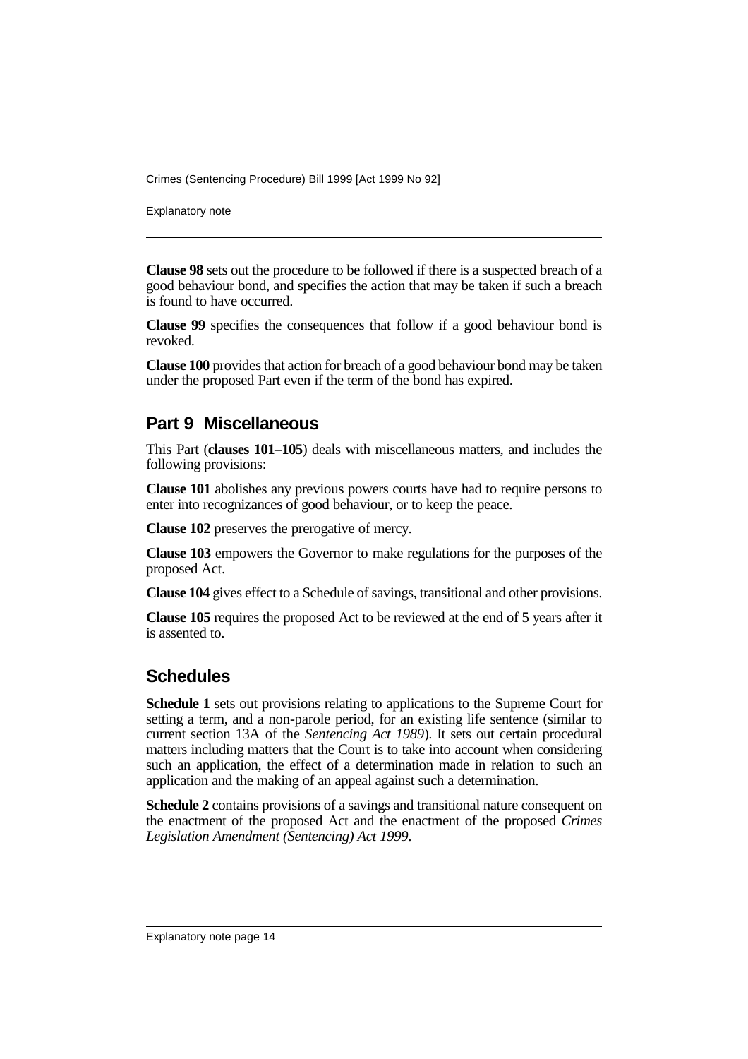**Clause 98** sets out the procedure to be followed if there is a suspected breach of a good behaviour bond, and specifies the action that may be taken if such a breach is found to have occurred.

**Clause 99** specifies the consequences that follow if a good behaviour bond is revoked.

**Clause 100** provides that action for breach of a good behaviour bond may be taken under the proposed Part even if the term of the bond has expired.

## Part 9 Miscellaneous

This Part (**clauses 101**–**105**) deals with miscellaneous matters, and includes the following provisions:

**Clause 101** abolishes any previous powers courts have had to require persons to enter into recognizances of good behaviour, or to keep the peace.

**Clause 102** preserves the prerogative of mercy.

**Clause 103** empowers the Governor to make regulations for the purposes of the proposed Act.

**Clause 104** gives effect to a Schedule of savings, transitional and other provisions.

**Clause 105** requires the proposed Act to be reviewed at the end of 5 years after it is assented to.

## Schedules

**Schedule 1** sets out provisions relating to applications to the Supreme Court for setting a term, and a non-parole period, for an existing life sentence (similar to current section 13A of the *Sentencing Act 1989*). It sets out certain procedural matters including matters that the Court is to take into account when considering such an application, the effect of a determination made in relation to such an application and the making of an appeal against such a determination.

**Schedule 2** contains provisions of a savings and transitional nature consequent on the enactment of the proposed Act and the enactment of the proposed *Crimes Legislation Amendment (Sentencing) Act 1999*.